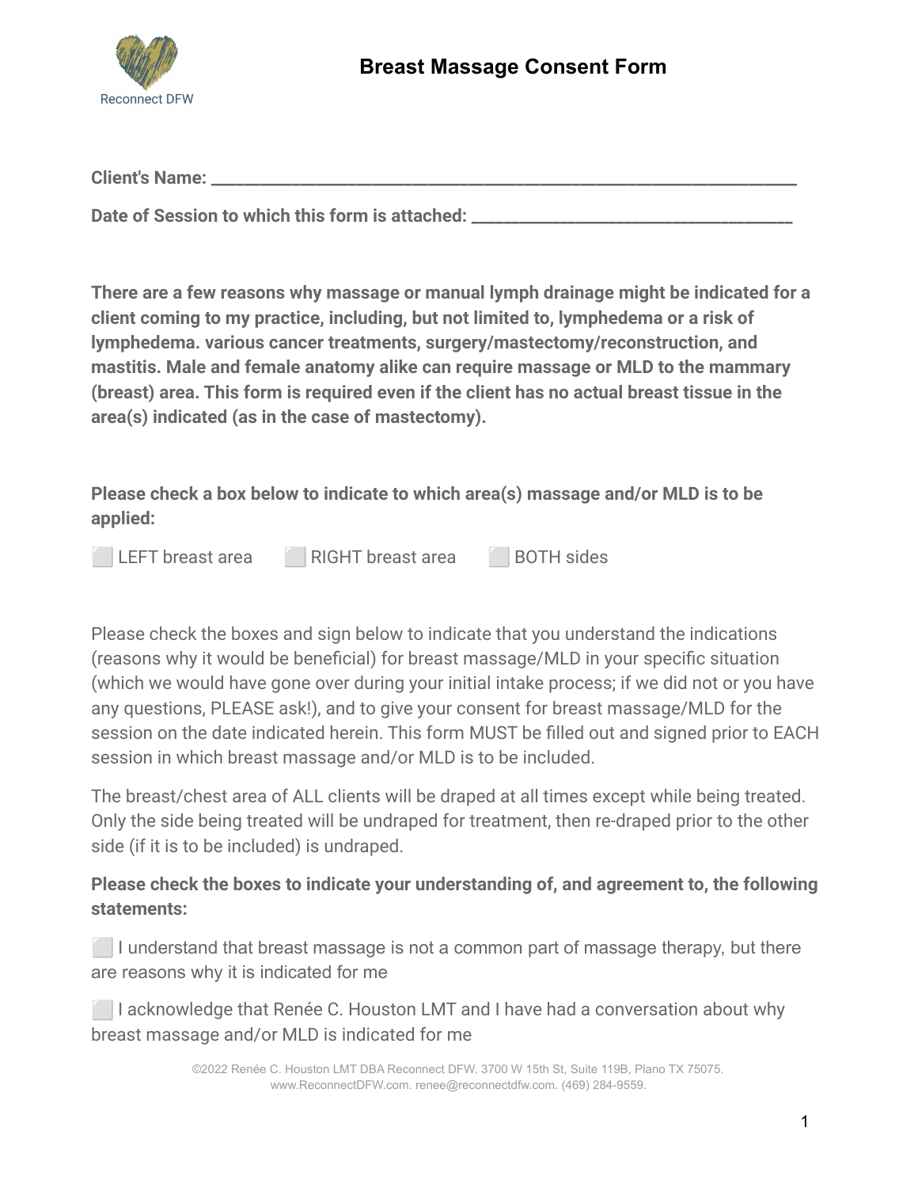Reconnect DFW

# Breast Massage Consent Form

**Client's Name: ___________________________________________________________**

**Date of Session to which this form is attached: ________________________________**

**There are a few reasons why massage or manual lymph drainage might be indicated for a client coming to my practice, including, but not limited to, lymphedema or a risk of lymphedema. various cancer treatments, surgery/mastectomy/reconstruction, and mastitis. Male and female anatomy alike can require massage or MLD to the mammary (breast) area. This form is required even if the client has no actual breast tissue in the area(s) indicated (as in the case of mastectomy).**

**Please check a box below to indicate to which area(s) massage and/or MLD is to be applied:**

⬜ LEFT breast area  ⬜ RIGHT breast area  ⬜ BOTH sides

Please check the boxes and sign below to indicate that you understand the indications (reasons why it would be beneficial) for breast massage/MLD in your specific situation (which we would have gone over during your initial intake process; if we did not or you have any questions, PLEASE ask!), and to give your consent for breast massage/MLD for the session on the date indicated herein. This form MUST be filled out and signed prior to EACH session in which breast massage and/or MLD is to be included.

The breast/chest area of ALL clients will be draped at all times except while being treated. Only the side being treated will be undraped for treatment, then re-draped prior to the other side (if it is to be included) is undraped.

**Please check the boxes to indicate your understanding of, and agreement to, the following statements:**

⬜ I understand that breast massage is not a common part of massage therapy, but there are reasons why it is indicated for me

⬜ I acknowledge that Renée C. Houston LMT and I have had a conversation about why breast massage and/or MLD is indicated for me

©2022 Renée C. Houston LMT DBA Reconnect DFW. 3700 W 15th St, Suite 119B, Plano TX 75075. www.ReconnectDFW.com. renee@reconnectdfw.com. (469) 284-9559.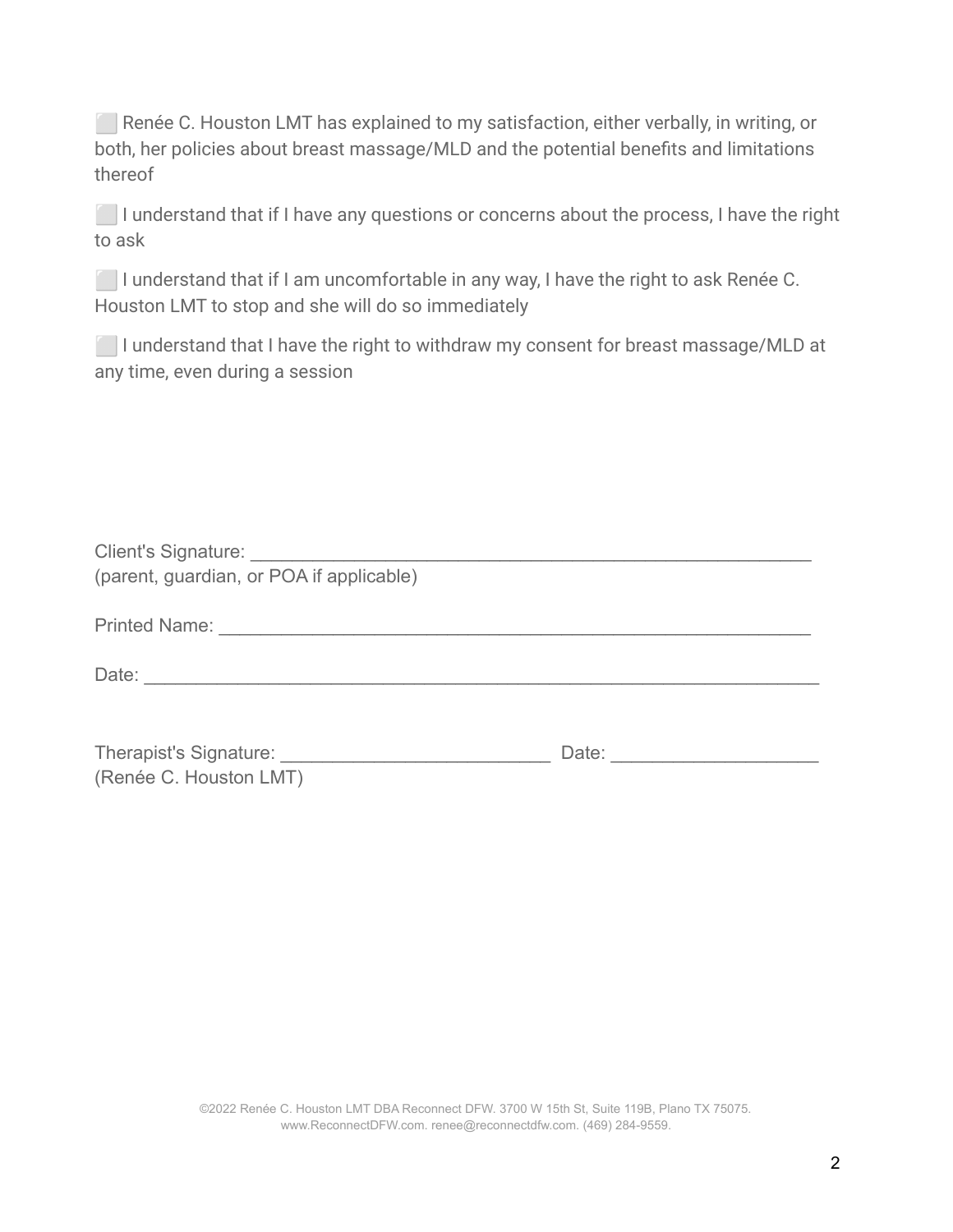⬜ Renée C. Houston LMT has explained to my satisfaction, either verbally, in writing, or both, her policies about breast massage/MLD and the potential benefits and limitations thereof

⬜ I understand that if I have any questions or concerns about the process, I have the right to ask

⬜ I understand that if I am uncomfortable in any way, I have the right to ask Renée C. Houston LMT to stop and she will do so immediately

⬜ I understand that I have the right to withdraw my consent for breast massage/MLD at any time, even during a session

Client's Signature: ______________________________________________________
(parent, guardian, or POA if applicable)

Printed Name: _________________________________________________________

Date: ______________________________________________________________

Therapist's Signature: _________________________ Date: ___________________
(Renée C. Houston LMT)

©2022 Renée C. Houston LMT DBA Reconnect DFW. 3700 W 15th St, Suite 119B, Plano TX 75075. www.ReconnectDFW.com. renee@reconnectdfw.com. (469) 284-9559.